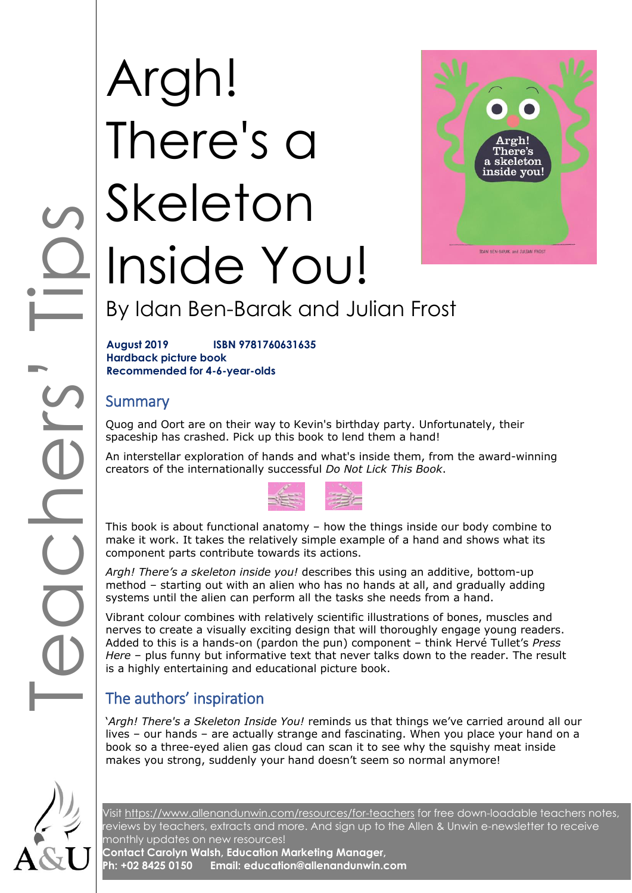# Argh! There's a Skeleton Inside You!

By Idan Ben-Barak and Julian Frost

**August 2019** **ISBN 9781760631635**
**Hardback picture book**
**Recommended for 4-6-year-olds**

## Summary

Quog and Oort are on their way to Kevin's birthday party. Unfortunately, their spaceship has crashed. Pick up this book to lend them a hand!

An interstellar exploration of hands and what's inside them, from the award-winning creators of the internationally successful *Do Not Lick This Book*.

This book is about functional anatomy – how the things inside our body combine to make it work. It takes the relatively simple example of a hand and shows what its component parts contribute towards its actions.

*Argh! There's a skeleton inside you!* describes this using an additive, bottom-up method – starting out with an alien who has no hands at all, and gradually adding systems until the alien can perform all the tasks she needs from a hand.

Vibrant colour combines with relatively scientific illustrations of bones, muscles and nerves to create a visually exciting design that will thoroughly engage young readers. Added to this is a hands-on (pardon the pun) component – think Hervé Tullet's *Press Here* – plus funny but informative text that never talks down to the reader. The result is a highly entertaining and educational picture book.

## The authors' inspiration

'*Argh! There's a Skeleton Inside You!* reminds us that things we've carried around all our lives – our hands – are actually strange and fascinating. When you place your hand on a book so a three-eyed alien gas cloud can scan it to see why the squishy meat inside makes you strong, suddenly your hand doesn't seem so normal anymore!

Visit https://www.allenandunwin.com/resources/for-teachers for free down-loadable teachers notes, reviews by teachers, extracts and more. And sign up to the Allen & Unwin e-newsletter to receive monthly updates on new resources!
**Contact Carolyn Walsh, Education Marketing Manager,**
**Ph: +02 8425 0150 Email: education@allenandunwin.com**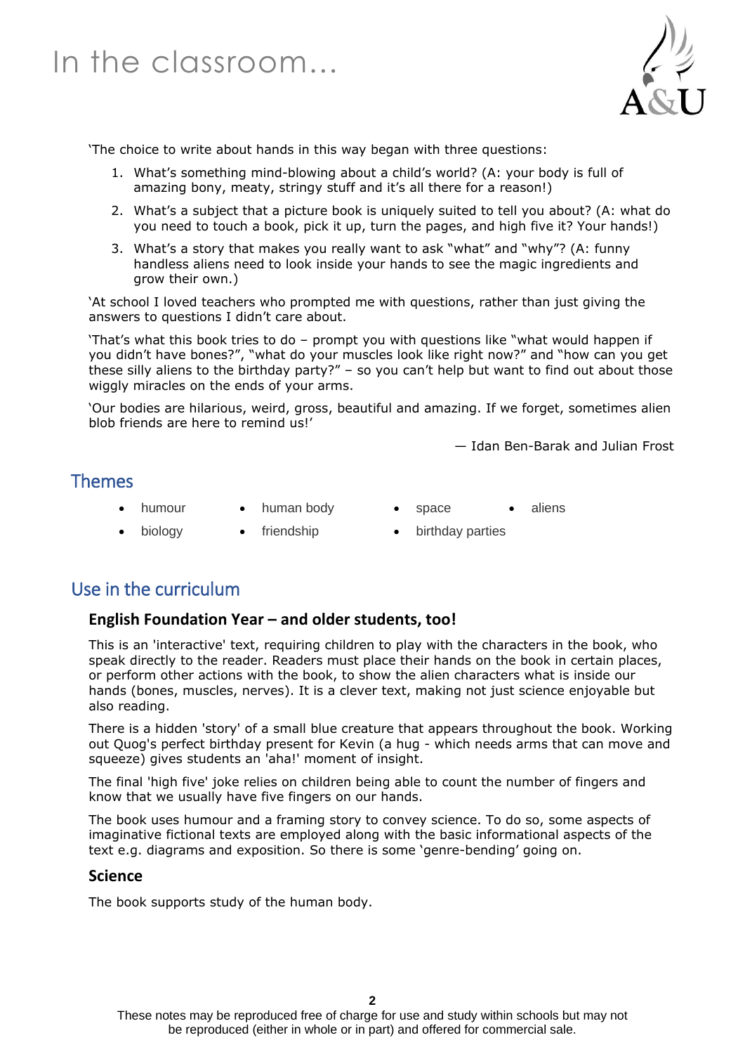# In the classroom…

'The choice to write about hands in this way began with three questions:

1. What's something mind-blowing about a child's world? (A: your body is full of amazing bony, meaty, stringy stuff and it's all there for a reason!)
2. What's a subject that a picture book is uniquely suited to tell you about? (A: what do you need to touch a book, pick it up, turn the pages, and high five it? Your hands!)
3. What's a story that makes you really want to ask "what" and "why"? (A: funny handless aliens need to look inside your hands to see the magic ingredients and grow their own.)

'At school I loved teachers who prompted me with questions, rather than just giving the answers to questions I didn't care about.

'That's what this book tries to do – prompt you with questions like "what would happen if you didn't have bones?", "what do your muscles look like right now?" and "how can you get these silly aliens to the birthday party?" – so you can't help but want to find out about those wiggly miracles on the ends of your arms.

'Our bodies are hilarious, weird, gross, beautiful and amazing. If we forget, sometimes alien blob friends are here to remind us!'

— Idan Ben-Barak and Julian Frost

## Themes

- humour
- human body
- space
- aliens
- biology
- friendship
- birthday parties

## Use in the curriculum

### English Foundation Year – and older students, too!

This is an 'interactive' text, requiring children to play with the characters in the book, who speak directly to the reader. Readers must place their hands on the book in certain places, or perform other actions with the book, to show the alien characters what is inside our hands (bones, muscles, nerves). It is a clever text, making not just science enjoyable but also reading.

There is a hidden 'story' of a small blue creature that appears throughout the book. Working out Quog's perfect birthday present for Kevin (a hug - which needs arms that can move and squeeze) gives students an 'aha!' moment of insight.

The final 'high five' joke relies on children being able to count the number of fingers and know that we usually have five fingers on our hands.

The book uses humour and a framing story to convey science. To do so, some aspects of imaginative fictional texts are employed along with the basic informational aspects of the text e.g. diagrams and exposition. So there is some 'genre-bending' going on.

### Science

The book supports study of the human body.

These notes may be reproduced free of charge for use and study within schools but may not be reproduced (either in whole or in part) and offered for commercial sale.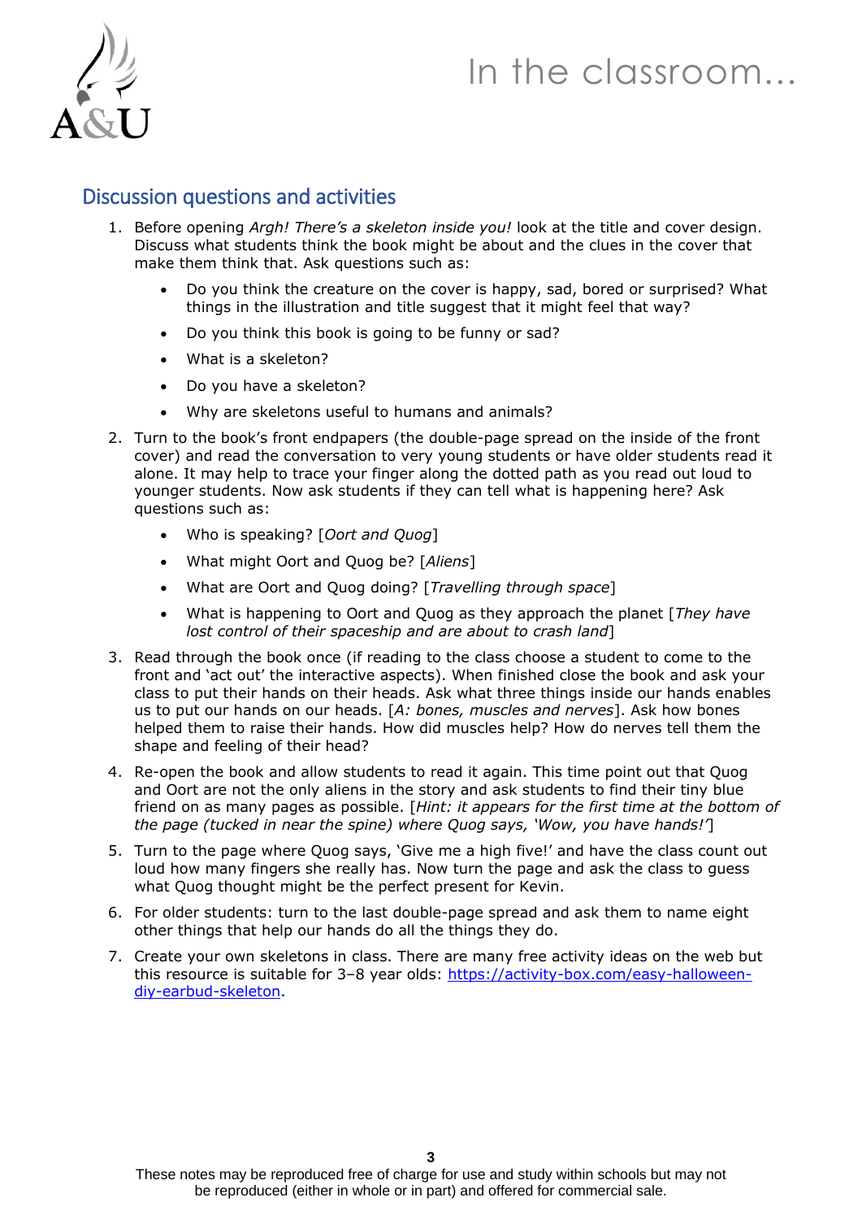## Discussion questions and activities

1. Before opening *Argh! There's a skeleton inside you!* look at the title and cover design. Discuss what students think the book might be about and the clues in the cover that make them think that. Ask questions such as:
   - Do you think the creature on the cover is happy, sad, bored or surprised? What things in the illustration and title suggest that it might feel that way?
   - Do you think this book is going to be funny or sad?
   - What is a skeleton?
   - Do you have a skeleton?
   - Why are skeletons useful to humans and animals?
2. Turn to the book's front endpapers (the double-page spread on the inside of the front cover) and read the conversation to very young students or have older students read it alone. It may help to trace your finger along the dotted path as you read out loud to younger students. Now ask students if they can tell what is happening here? Ask questions such as:
   - Who is speaking? [*Oort and Quog*]
   - What might Oort and Quog be? [*Aliens*]
   - What are Oort and Quog doing? [*Travelling through space*]
   - What is happening to Oort and Quog as they approach the planet [*They have lost control of their spaceship and are about to crash land*]
3. Read through the book once (if reading to the class choose a student to come to the front and 'act out' the interactive aspects). When finished close the book and ask your class to put their hands on their heads. Ask what three things inside our hands enables us to put our hands on our heads. [*A: bones, muscles and nerves*]. Ask how bones helped them to raise their hands. How did muscles help? How do nerves tell them the shape and feeling of their head?
4. Re-open the book and allow students to read it again. This time point out that Quog and Oort are not the only aliens in the story and ask students to find their tiny blue friend on as many pages as possible. [*Hint: it appears for the first time at the bottom of the page (tucked in near the spine) where Quog says, 'Wow, you have hands!'*]
5. Turn to the page where Quog says, 'Give me a high five!' and have the class count out loud how many fingers she really has. Now turn the page and ask the class to guess what Quog thought might be the perfect present for Kevin.
6. For older students: turn to the last double-page spread and ask them to name eight other things that help our hands do all the things they do.
7. Create your own skeletons in class. There are many free activity ideas on the web but this resource is suitable for 3–8 year olds: https://activity-box.com/easy-halloween-diy-earbud-skeleton.

These notes may be reproduced free of charge for use and study within schools but may not be reproduced (either in whole or in part) and offered for commercial sale.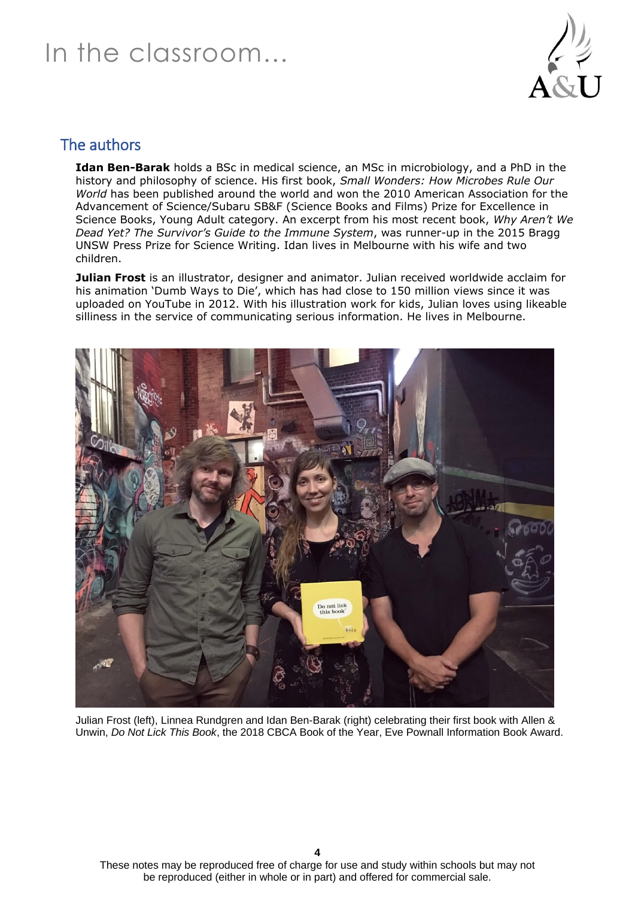# In the classroom...

## The authors

**Idan Ben-Barak** holds a BSc in medical science, an MSc in microbiology, and a PhD in the history and philosophy of science. His first book, *Small Wonders: How Microbes Rule Our World* has been published around the world and won the 2010 American Association for the Advancement of Science/Subaru SB&F (Science Books and Films) Prize for Excellence in Science Books, Young Adult category. An excerpt from his most recent book, *Why Aren't We Dead Yet? The Survivor's Guide to the Immune System*, was runner-up in the 2015 Bragg UNSW Press Prize for Science Writing. Idan lives in Melbourne with his wife and two children.

**Julian Frost** is an illustrator, designer and animator. Julian received worldwide acclaim for his animation 'Dumb Ways to Die', which has had close to 150 million views since it was uploaded on YouTube in 2012. With his illustration work for kids, Julian loves using likeable silliness in the service of communicating serious information. He lives in Melbourne.

Julian Frost (left), Linnea Rundgren and Idan Ben-Barak (right) celebrating their first book with Allen & Unwin, *Do Not Lick This Book*, the 2018 CBCA Book of the Year, Eve Pownall Information Book Award.

These notes may be reproduced free of charge for use and study within schools but may not be reproduced (either in whole or in part) and offered for commercial sale.